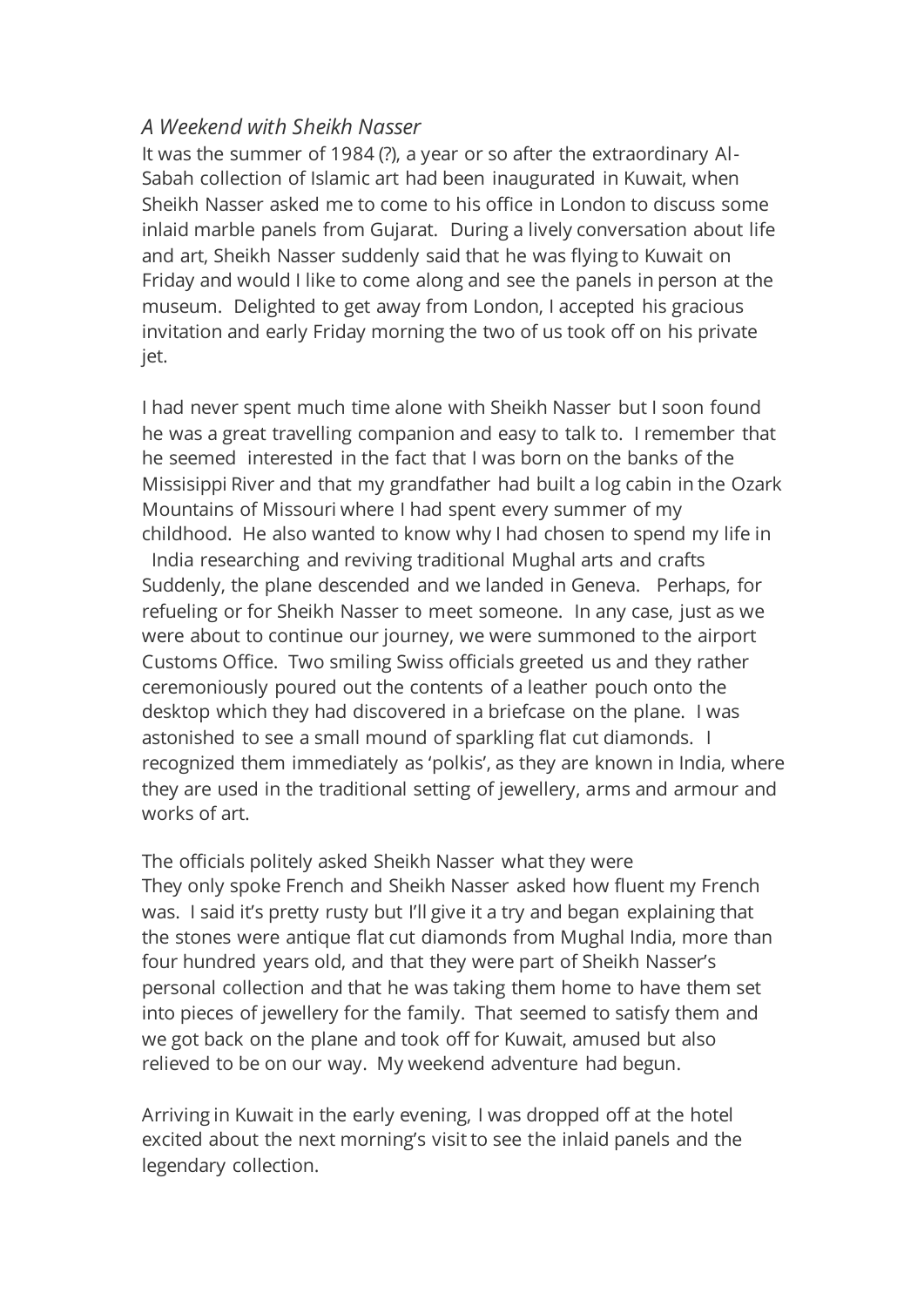*A Weekend with Sheikh Nasser*

It was the summer of 1984 (?), a year or so after the extraordinary Al-Sabah collection of Islamic art had been inaugurated in Kuwait, when Sheikh Nasser asked me to come to his office in London to discuss some inlaid marble panels from Gujarat. During a lively conversation about life and art, Sheikh Nasser suddenly said that he was flying to Kuwait on Friday and would I like to come along and see the panels in person at the museum. Delighted to get away from London, I accepted his gracious invitation and early Friday morning the two of us took off on his private jet.

I had never spent much time alone with Sheikh Nasser but I soon found he was a great travelling companion and easy to talk to. I remember that he seemed interested in the fact that I was born on the banks of the Missisippi River and that my grandfather had built a log cabin in the Ozark Mountains of Missouri where I had spent every summer of my childhood. He also wanted to know why I had chosen to spend my life in India researching and reviving traditional Mughal arts and crafts Suddenly, the plane descended and we landed in Geneva. Perhaps, for refueling or for Sheikh Nasser to meet someone. In any case, just as we were about to continue our journey, we were summoned to the airport Customs Office. Two smiling Swiss officials greeted us and they rather ceremoniously poured out the contents of a leather pouch onto the desktop which they had discovered in a briefcase on the plane. I was astonished to see a small mound of sparkling flat cut diamonds. I recognized them immediately as 'polkis', as they are known in India, where they are used in the traditional setting of jewellery, arms and armour and works of art.

The officials politely asked Sheikh Nasser what they were They only spoke French and Sheikh Nasser asked how fluent my French was. I said it's pretty rusty but I'll give it a try and began explaining that the stones were antique flat cut diamonds from Mughal India, more than four hundred years old, and that they were part of Sheikh Nasser's personal collection and that he was taking them home to have them set into pieces of jewellery for the family. That seemed to satisfy them and we got back on the plane and took off for Kuwait, amused but also relieved to be on our way. My weekend adventure had begun.

Arriving in Kuwait in the early evening, I was dropped off at the hotel excited about the next morning's visit to see the inlaid panels and the legendary collection.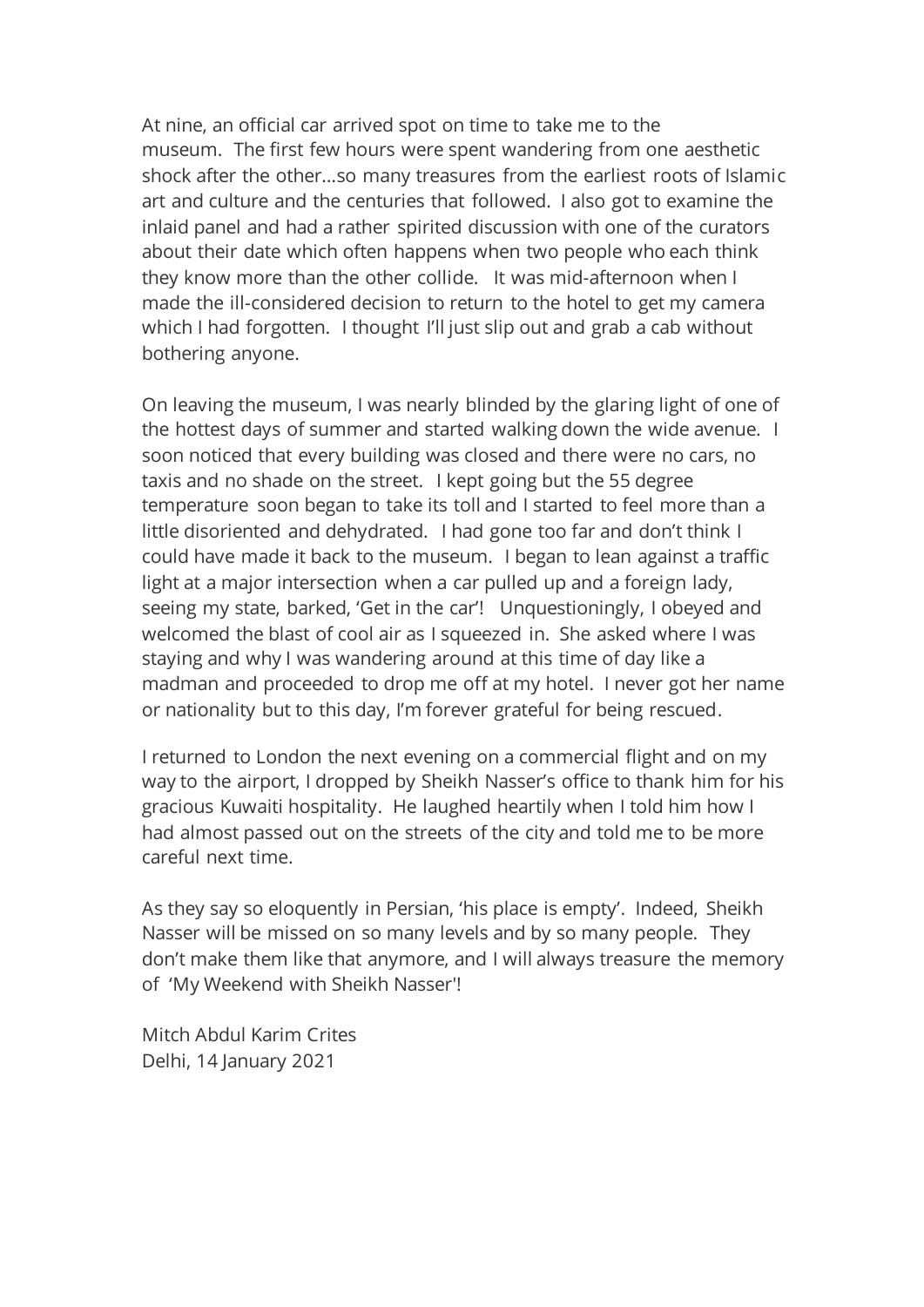At nine, an official car arrived spot on time to take me to the museum. The first few hours were spent wandering from one aesthetic shock after the other…so many treasures from the earliest roots of Islamic art and culture and the centuries that followed. I also got to examine the inlaid panel and had a rather spirited discussion with one of the curators about their date which often happens when two people who each think they know more than the other collide. It was mid-afternoon when I made the ill-considered decision to return to the hotel to get my camera which I had forgotten. I thought I'll just slip out and grab a cab without bothering anyone.

On leaving the museum, I was nearly blinded by the glaring light of one of the hottest days of summer and started walking down the wide avenue. I soon noticed that every building was closed and there were no cars, no taxis and no shade on the street. I kept going but the 55 degree temperature soon began to take its toll and I started to feel more than a little disoriented and dehydrated. I had gone too far and don't think I could have made it back to the museum. I began to lean against a traffic light at a major intersection when a car pulled up and a foreign lady, seeing my state, barked, 'Get in the car'! Unquestioningly, I obeyed and welcomed the blast of cool air as I squeezed in. She asked where I was staying and why I was wandering around at this time of day like a madman and proceeded to drop me off at my hotel. I never got her name or nationality but to this day, I'm forever grateful for being rescued.

I returned to London the next evening on a commercial flight and on my way to the airport, I dropped by Sheikh Nasser's office to thank him for his gracious Kuwaiti hospitality. He laughed heartily when I told him how I had almost passed out on the streets of the city and told me to be more careful next time.

As they say so eloquently in Persian, 'his place is empty'. Indeed, Sheikh Nasser will be missed on so many levels and by so many people. They don't make them like that anymore, and I will always treasure the memory of 'My Weekend with Sheikh Nasser'!

Mitch Abdul Karim Crites
Delhi, 14 January 2021